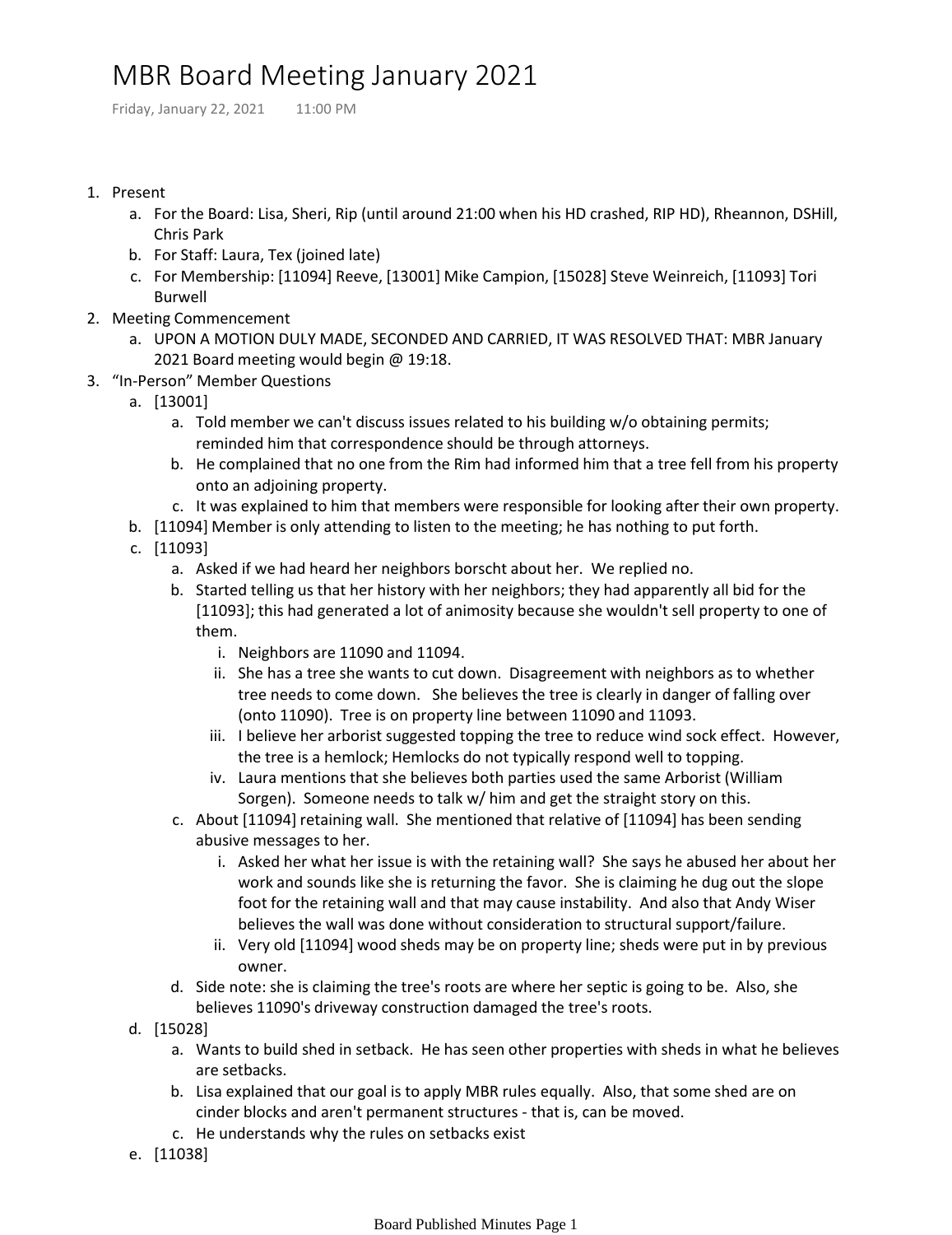# MBR Board Meeting January 2021

Friday, January 22, 2021 11:00 PM

1. Present
    a. For the Board: Lisa, Sheri, Rip (until around 21:00 when his HD crashed, RIP HD), Rheannon, DSHill, Chris Park
    b. For Staff: Laura, Tex (joined late)
    c. For Membership: [11094] Reeve, [13001] Mike Campion, [15028] Steve Weinreich, [11093] Tori Burwell
2. Meeting Commencement
    a. UPON A MOTION DULY MADE, SECONDED AND CARRIED, IT WAS RESOLVED THAT: MBR January 2021 Board meeting would begin @ 19:18.
3. "In-Person" Member Questions
    a. [13001]
        a. Told member we can't discuss issues related to his building w/o obtaining permits; reminded him that correspondence should be through attorneys.
        b. He complained that no one from the Rim had informed him that a tree fell from his property onto an adjoining property.
        c. It was explained to him that members were responsible for looking after their own property.
    b. [11094] Member is only attending to listen to the meeting; he has nothing to put forth.
    c. [11093]
        a. Asked if we had heard her neighbors borscht about her. We replied no.
        b. Started telling us that her history with her neighbors; they had apparently all bid for the [11093]; this had generated a lot of animosity because she wouldn't sell property to one of them.
            i. Neighbors are 11090 and 11094.
            ii. She has a tree she wants to cut down. Disagreement with neighbors as to whether tree needs to come down. She believes the tree is clearly in danger of falling over (onto 11090). Tree is on property line between 11090 and 11093.
            iii. I believe her arborist suggested topping the tree to reduce wind sock effect. However, the tree is a hemlock; Hemlocks do not typically respond well to topping.
            iv. Laura mentions that she believes both parties used the same Arborist (William Sorgen). Someone needs to talk w/ him and get the straight story on this.
        c. About [11094] retaining wall. She mentioned that relative of [11094] has been sending abusive messages to her.
            i. Asked her what her issue is with the retaining wall? She says he abused her about her work and sounds like she is returning the favor. She is claiming he dug out the slope foot for the retaining wall and that may cause instability. And also that Andy Wiser believes the wall was done without consideration to structural support/failure.
            ii. Very old [11094] wood sheds may be on property line; sheds were put in by previous owner.
        d. Side note: she is claiming the tree's roots are where her septic is going to be. Also, she believes 11090's driveway construction damaged the tree's roots.
    d. [15028]
        a. Wants to build shed in setback. He has seen other properties with sheds in what he believes are setbacks.
        b. Lisa explained that our goal is to apply MBR rules equally. Also, that some shed are on cinder blocks and aren't permanent structures - that is, can be moved.
        c. He understands why the rules on setbacks exist
    e. [11038]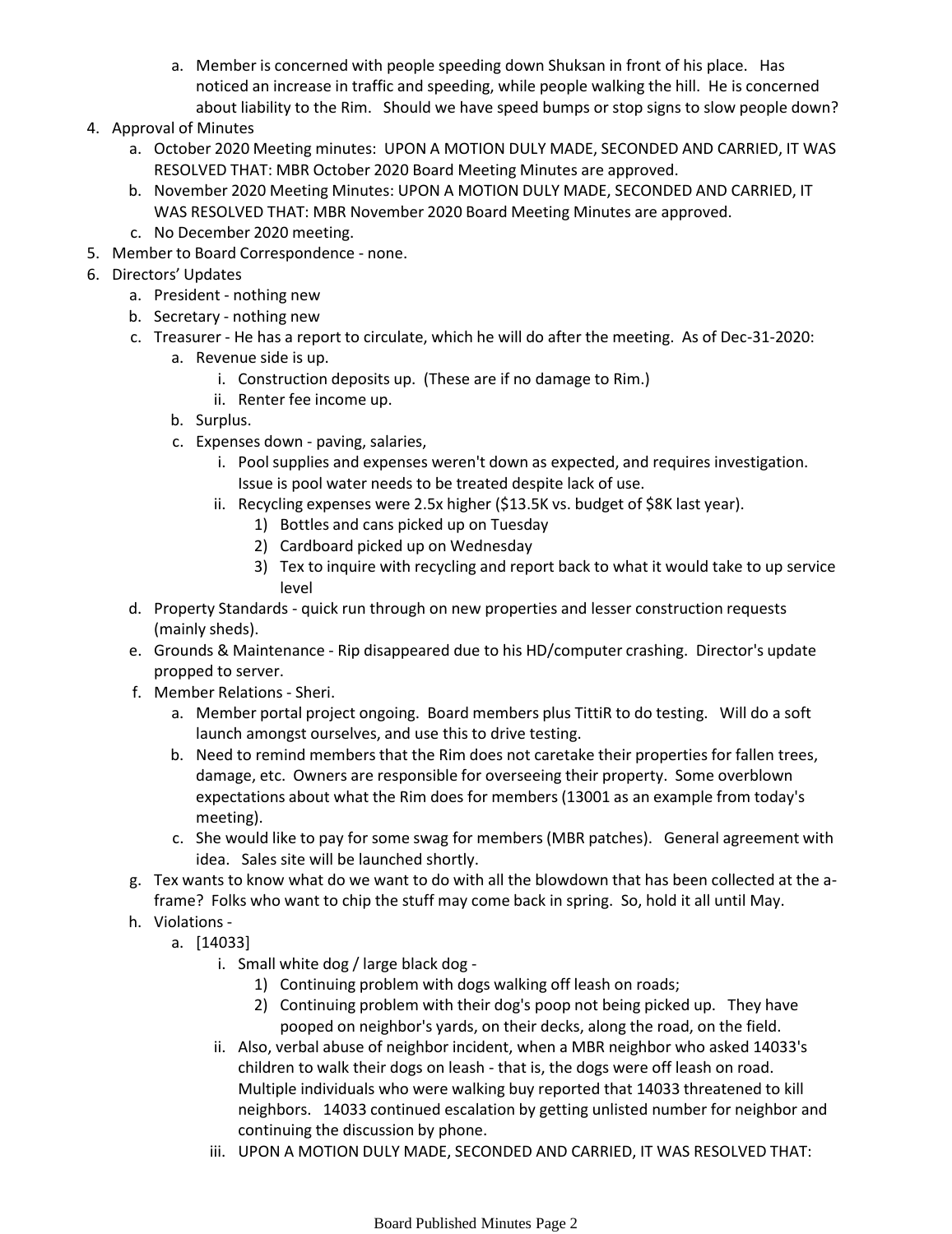a. Member is concerned with people speeding down Shuksan in front of his place. Has noticed an increase in traffic and speeding, while people walking the hill. He is concerned about liability to the Rim. Should we have speed bumps or stop signs to slow people down?

4. Approval of Minutes
   a. October 2020 Meeting minutes: UPON A MOTION DULY MADE, SECONDED AND CARRIED, IT WAS RESOLVED THAT: MBR October 2020 Board Meeting Minutes are approved.
   b. November 2020 Meeting Minutes: UPON A MOTION DULY MADE, SECONDED AND CARRIED, IT WAS RESOLVED THAT: MBR November 2020 Board Meeting Minutes are approved.
   c. No December 2020 meeting.
5. Member to Board Correspondence - none.
6. Directors' Updates
   a. President - nothing new
   b. Secretary - nothing new
   c. Treasurer - He has a report to circulate, which he will do after the meeting. As of Dec-31-2020:
      a. Revenue side is up.
         i. Construction deposits up. (These are if no damage to Rim.)
         ii. Renter fee income up.
      b. Surplus.
      c. Expenses down - paving, salaries,
         i. Pool supplies and expenses weren't down as expected, and requires investigation. Issue is pool water needs to be treated despite lack of use.
         ii. Recycling expenses were 2.5x higher ($13.5K vs. budget of $8K last year).
            1) Bottles and cans picked up on Tuesday
            2) Cardboard picked up on Wednesday
            3) Tex to inquire with recycling and report back to what it would take to up service level
   d. Property Standards - quick run through on new properties and lesser construction requests (mainly sheds).
   e. Grounds & Maintenance - Rip disappeared due to his HD/computer crashing. Director's update propped to server.
   f. Member Relations - Sheri.
      a. Member portal project ongoing. Board members plus TittiR to do testing. Will do a soft launch amongst ourselves, and use this to drive testing.
      b. Need to remind members that the Rim does not caretake their properties for fallen trees, damage, etc. Owners are responsible for overseeing their property. Some overblown expectations about what the Rim does for members (13001 as an example from today's meeting).
      c. She would like to pay for some swag for members (MBR patches). General agreement with idea. Sales site will be launched shortly.
   g. Tex wants to know what do we want to do with all the blowdown that has been collected at the a-frame? Folks who want to chip the stuff may come back in spring. So, hold it all until May.
   h. Violations -
      a. [14033]
         i. Small white dog / large black dog -
            1) Continuing problem with dogs walking off leash on roads;
            2) Continuing problem with their dog's poop not being picked up. They have pooped on neighbor's yards, on their decks, along the road, on the field.
         ii. Also, verbal abuse of neighbor incident, when a MBR neighbor who asked 14033's children to walk their dogs on leash - that is, the dogs were off leash on road. Multiple individuals who were walking buy reported that 14033 threatened to kill neighbors. 14033 continued escalation by getting unlisted number for neighbor and continuing the discussion by phone.
         iii. UPON A MOTION DULY MADE, SECONDED AND CARRIED, IT WAS RESOLVED THAT: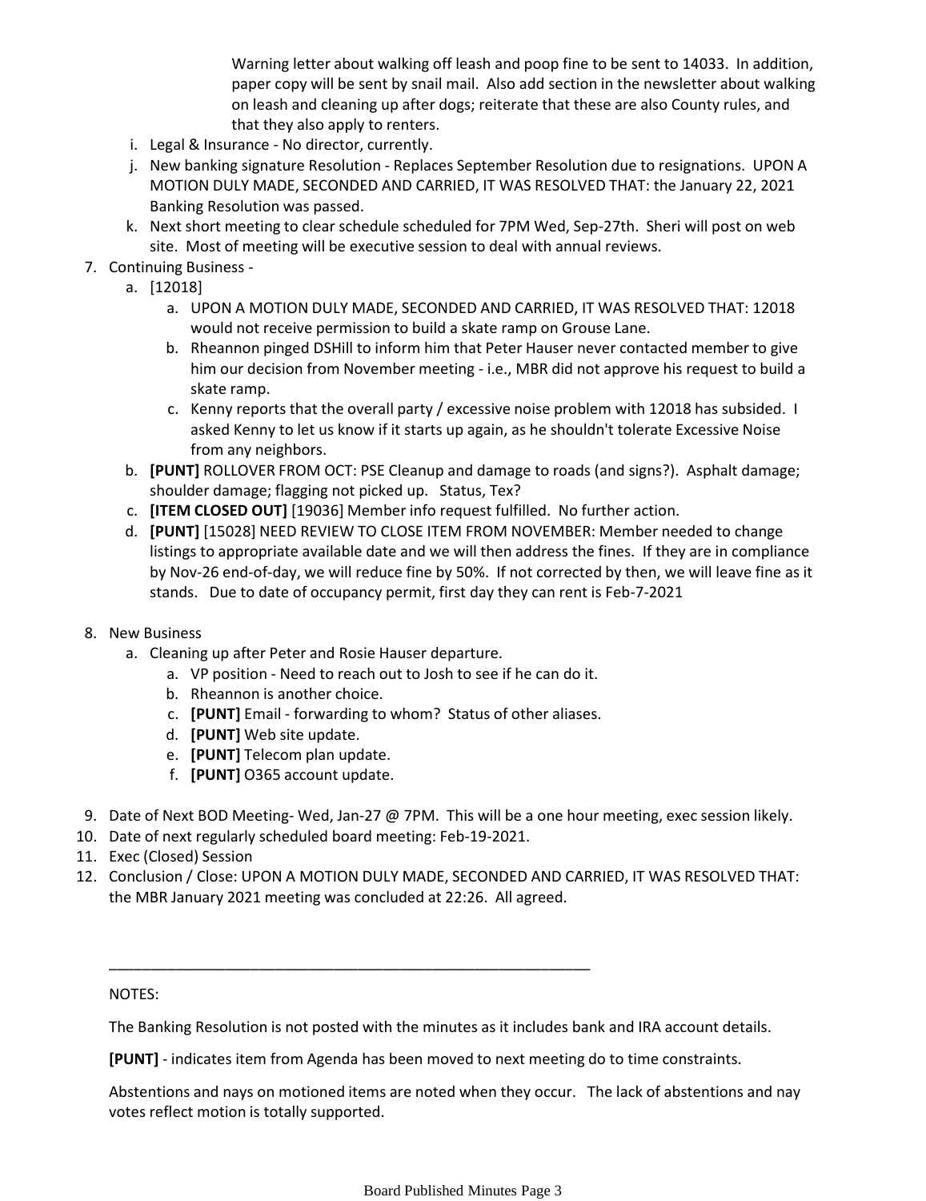Warning letter about walking off leash and poop fine to be sent to 14033. In addition, paper copy will be sent by snail mail. Also add section in the newsletter about walking on leash and cleaning up after dogs; reiterate that these are also County rules, and that they also apply to renters.

i. Legal & Insurance - No director, currently.
j. New banking signature Resolution - Replaces September Resolution due to resignations. UPON A MOTION DULY MADE, SECONDED AND CARRIED, IT WAS RESOLVED THAT: the January 22, 2021 Banking Resolution was passed.
k. Next short meeting to clear schedule scheduled for 7PM Wed, Sep-27th. Sheri will post on web site. Most of meeting will be executive session to deal with annual reviews.

7. Continuing Business -
   a. [12018]
      a. UPON A MOTION DULY MADE, SECONDED AND CARRIED, IT WAS RESOLVED THAT: 12018 would not receive permission to build a skate ramp on Grouse Lane.
      b. Rheannon pinged DSHill to inform him that Peter Hauser never contacted member to give him our decision from November meeting - i.e., MBR did not approve his request to build a skate ramp.
      c. Kenny reports that the overall party / excessive noise problem with 12018 has subsided. I asked Kenny to let us know if it starts up again, as he shouldn't tolerate Excessive Noise from any neighbors.
   b. **[PUNT]** ROLLOVER FROM OCT: PSE Cleanup and damage to roads (and signs?). Asphalt damage; shoulder damage; flagging not picked up. Status, Tex?
   c. **[ITEM CLOSED OUT]** [19036] Member info request fulfilled. No further action.
   d. **[PUNT]** [15028] NEED REVIEW TO CLOSE ITEM FROM NOVEMBER: Member needed to change listings to appropriate available date and we will then address the fines. If they are in compliance by Nov-26 end-of-day, we will reduce fine by 50%. If not corrected by then, we will leave fine as it stands. Due to date of occupancy permit, first day they can rent is Feb-7-2021

8. New Business
   a. Cleaning up after Peter and Rosie Hauser departure.
      a. VP position - Need to reach out to Josh to see if he can do it.
      b. Rheannon is another choice.
      c. **[PUNT]** Email - forwarding to whom? Status of other aliases.
      d. **[PUNT]** Web site update.
      e. **[PUNT]** Telecom plan update.
      f. **[PUNT]** O365 account update.

9. Date of Next BOD Meeting- Wed, Jan-27 @ 7PM. This will be a one hour meeting, exec session likely.
10. Date of next regularly scheduled board meeting: Feb-19-2021.
11. Exec (Closed) Session
12. Conclusion / Close: UPON A MOTION DULY MADE, SECONDED AND CARRIED, IT WAS RESOLVED THAT: the MBR January 2021 meeting was concluded at 22:26. All agreed.

---

NOTES:

The Banking Resolution is not posted with the minutes as it includes bank and IRA account details.

**[PUNT]** - indicates item from Agenda has been moved to next meeting do to time constraints.

Abstentions and nays on motioned items are noted when they occur. The lack of abstentions and nay votes reflect motion is totally supported.